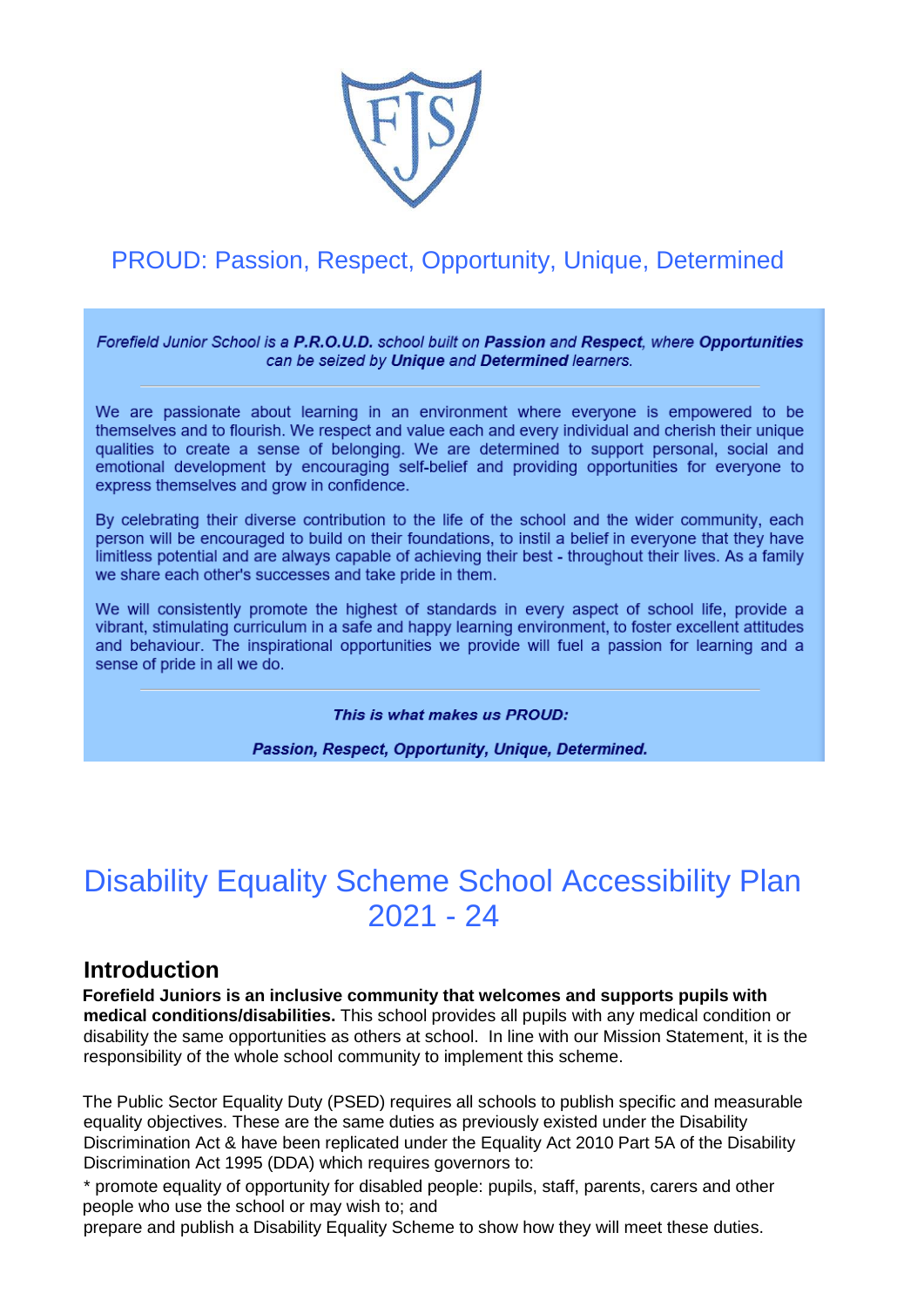## PROUD: Passion, Respect, Opportunity, Unique, Determined

*Forefield Junior School is a* ***P.R.O.U.D.*** *school built on* ***Passion*** *and* ***Respect****, where* ***Opportunities*** *can be seized by* ***Unique*** *and* ***Determined*** *learners.*

---

We are passionate about learning in an environment where everyone is empowered to be themselves and to flourish. We respect and value each and every individual and cherish their unique qualities to create a sense of belonging. We are determined to support personal, social and emotional development by encouraging self-belief and providing opportunities for everyone to express themselves and grow in confidence.

By celebrating their diverse contribution to the life of the school and the wider community, each person will be encouraged to build on their foundations, to instil a belief in everyone that they have limitless potential and are always capable of achieving their best - throughout their lives. As a family we share each other's successes and take pride in them.

We will consistently promote the highest of standards in every aspect of school life, provide a vibrant, stimulating curriculum in a safe and happy learning environment, to foster excellent attitudes and behaviour. The inspirational opportunities we provide will fuel a passion for learning and a sense of pride in all we do.

---

***This is what makes us PROUD:***

***Passion, Respect, Opportunity, Unique, Determined.***

# Disability Equality Scheme School Accessibility Plan 2021 - 24

## Introduction

**Forefield Juniors is an inclusive community that welcomes and supports pupils with medical conditions/disabilities.** This school provides all pupils with any medical condition or disability the same opportunities as others at school. In line with our Mission Statement, it is the responsibility of the whole school community to implement this scheme.

The Public Sector Equality Duty (PSED) requires all schools to publish specific and measurable equality objectives. These are the same duties as previously existed under the Disability Discrimination Act & have been replicated under the Equality Act 2010 Part 5A of the Disability Discrimination Act 1995 (DDA) which requires governors to:

* promote equality of opportunity for disabled people: pupils, staff, parents, carers and other people who use the school or may wish to; and

prepare and publish a Disability Equality Scheme to show how they will meet these duties.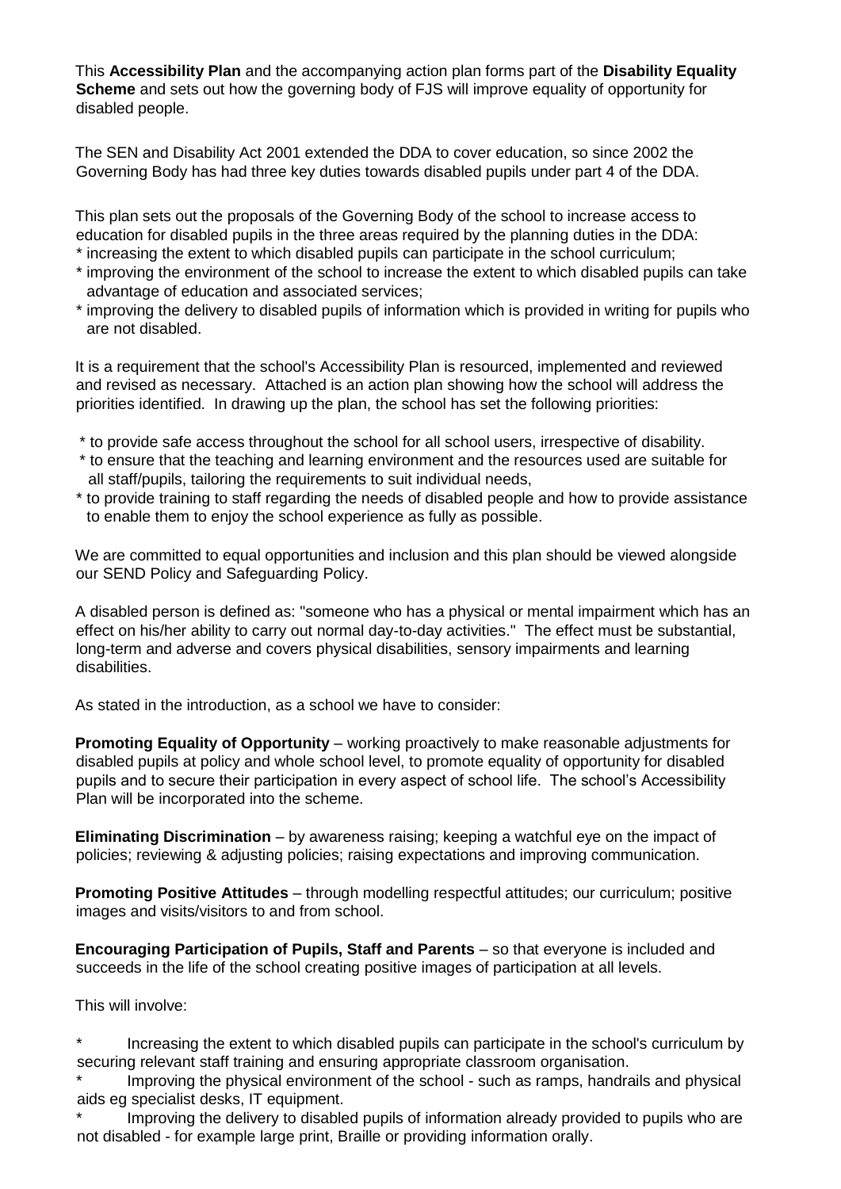This **Accessibility Plan** and the accompanying action plan forms part of the **Disability Equality Scheme** and sets out how the governing body of FJS will improve equality of opportunity for disabled people.

The SEN and Disability Act 2001 extended the DDA to cover education, so since 2002 the Governing Body has had three key duties towards disabled pupils under part 4 of the DDA.

This plan sets out the proposals of the Governing Body of the school to increase access to education for disabled pupils in the three areas required by the planning duties in the DDA:

* increasing the extent to which disabled pupils can participate in the school curriculum;
* improving the environment of the school to increase the extent to which disabled pupils can take advantage of education and associated services;
* improving the delivery to disabled pupils of information which is provided in writing for pupils who are not disabled.

It is a requirement that the school's Accessibility Plan is resourced, implemented and reviewed and revised as necessary. Attached is an action plan showing how the school will address the priorities identified. In drawing up the plan, the school has set the following priorities:

* to provide safe access throughout the school for all school users, irrespective of disability.
* to ensure that the teaching and learning environment and the resources used are suitable for all staff/pupils, tailoring the requirements to suit individual needs,
* to provide training to staff regarding the needs of disabled people and how to provide assistance to enable them to enjoy the school experience as fully as possible.

We are committed to equal opportunities and inclusion and this plan should be viewed alongside our SEND Policy and Safeguarding Policy.

A disabled person is defined as: "someone who has a physical or mental impairment which has an effect on his/her ability to carry out normal day-to-day activities." The effect must be substantial, long-term and adverse and covers physical disabilities, sensory impairments and learning disabilities.

As stated in the introduction, as a school we have to consider:

**Promoting Equality of Opportunity** – working proactively to make reasonable adjustments for disabled pupils at policy and whole school level, to promote equality of opportunity for disabled pupils and to secure their participation in every aspect of school life. The school's Accessibility Plan will be incorporated into the scheme.

**Eliminating Discrimination** – by awareness raising; keeping a watchful eye on the impact of policies; reviewing & adjusting policies; raising expectations and improving communication.

**Promoting Positive Attitudes** – through modelling respectful attitudes; our curriculum; positive images and visits/visitors to and from school.

**Encouraging Participation of Pupils, Staff and Parents** – so that everyone is included and succeeds in the life of the school creating positive images of participation at all levels.

This will involve:

* Increasing the extent to which disabled pupils can participate in the school's curriculum by securing relevant staff training and ensuring appropriate classroom organisation.
* Improving the physical environment of the school - such as ramps, handrails and physical aids eg specialist desks, IT equipment.
* Improving the delivery to disabled pupils of information already provided to pupils who are not disabled - for example large print, Braille or providing information orally.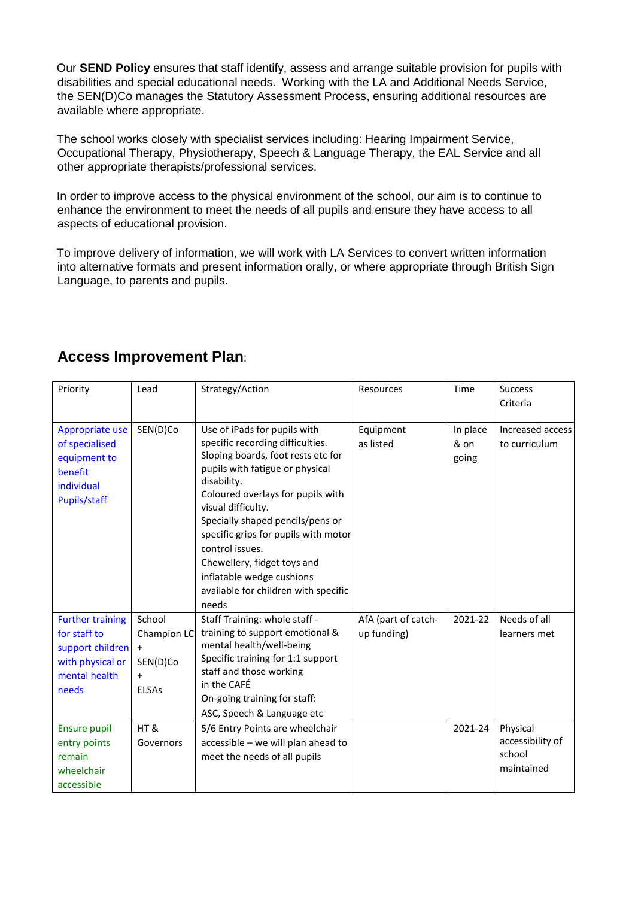Our **SEND Policy** ensures that staff identify, assess and arrange suitable provision for pupils with disabilities and special educational needs. Working with the LA and Additional Needs Service, the SEN(D)Co manages the Statutory Assessment Process, ensuring additional resources are available where appropriate.

The school works closely with specialist services including: Hearing Impairment Service, Occupational Therapy, Physiotherapy, Speech & Language Therapy, the EAL Service and all other appropriate therapists/professional services.

In order to improve access to the physical environment of the school, our aim is to continue to enhance the environment to meet the needs of all pupils and ensure they have access to all aspects of educational provision.

To improve delivery of information, we will work with LA Services to convert written information into alternative formats and present information orally, or where appropriate through British Sign Language, to parents and pupils.

## Access Improvement Plan:

| Priority | Lead | Strategy/Action | Resources | Time | Success Criteria |
|---|---|---|---|---|---|
| Appropriate use of specialised equipment to benefit individual Pupils/staff | SEN(D)Co | Use of iPads for pupils with specific recording difficulties.<br>Sloping boards, foot rests etc for pupils with fatigue or physical disability.<br>Coloured overlays for pupils with visual difficulty.<br>Specially shaped pencils/pens or specific grips for pupils with motor control issues.<br>Chewellery, fidget toys and inflatable wedge cushions available for children with specific needs | Equipment as listed | In place & on going | Increased access to curriculum |
| Further training for staff to support children with physical or mental health needs | School Champion LC + SEN(D)Co + ELSAs | Staff Training: whole staff - training to support emotional & mental health/well-being<br>Specific training for 1:1 support staff and those working in the CAFÉ<br>On-going training for staff: ASC, Speech & Language etc | AfA (part of catch-up funding) | 2021-22 | Needs of all learners met |
| Ensure pupil entry points remain wheelchair accessible | HT & Governors | 5/6 Entry Points are wheelchair accessible – we will plan ahead to meet the needs of all pupils | | 2021-24 | Physical accessibility of school maintained |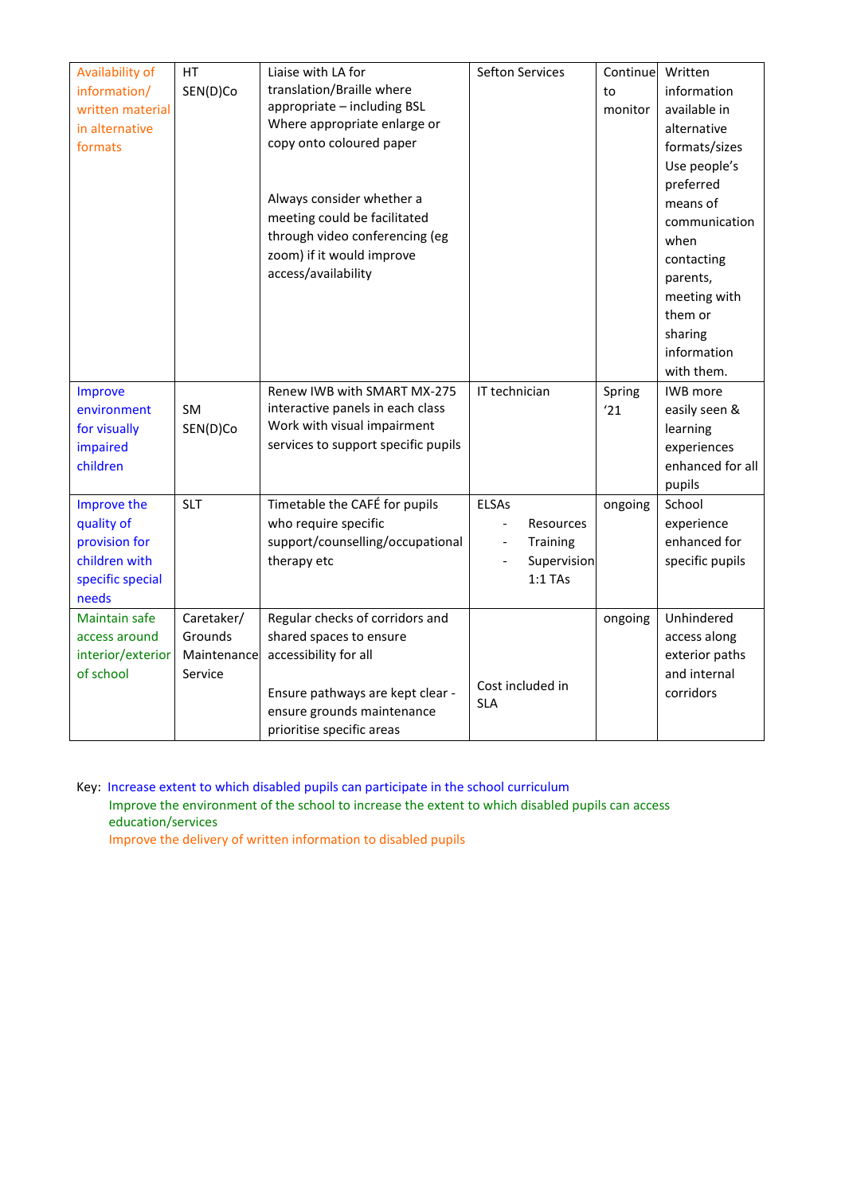| | | | | | |
|---|---|---|---|---|---|
| Availability of information/ written material in alternative formats | HT SEN(D)Co | Liaise with LA for translation/Braille where appropriate – including BSL Where appropriate enlarge or copy onto coloured paper<br><br>Always consider whether a meeting could be facilitated through video conferencing (eg zoom) if it would improve access/availability | Sefton Services | Continue to monitor | Written information available in alternative formats/sizes Use people's preferred means of communication when contacting parents, meeting with them or sharing information with them. |
| Improve environment for visually impaired children | SM SEN(D)Co | Renew IWB with SMART MX-275 interactive panels in each class Work with visual impairment services to support specific pupils | IT technician | Spring '21 | IWB more easily seen & learning experiences enhanced for all pupils |
| Improve the quality of provision for children with specific special needs | SLT | Timetable the CAFÉ for pupils who require specific support/counselling/occupational therapy etc | ELSAs<br>- Resources<br>- Training<br>- Supervision<br>1:1 TAs | ongoing | School experience enhanced for specific pupils |
| Maintain safe access around interior/exterior of school | Caretaker/ Grounds Maintenance Service | Regular checks of corridors and shared spaces to ensure accessibility for all<br><br>Ensure pathways are kept clear - ensure grounds maintenance prioritise specific areas | Cost included in SLA | ongoing | Unhindered access along exterior paths and internal corridors |

Key: Increase extent to which disabled pupils can participate in the school curriculum
Improve the environment of the school to increase the extent to which disabled pupils can access education/services
Improve the delivery of written information to disabled pupils